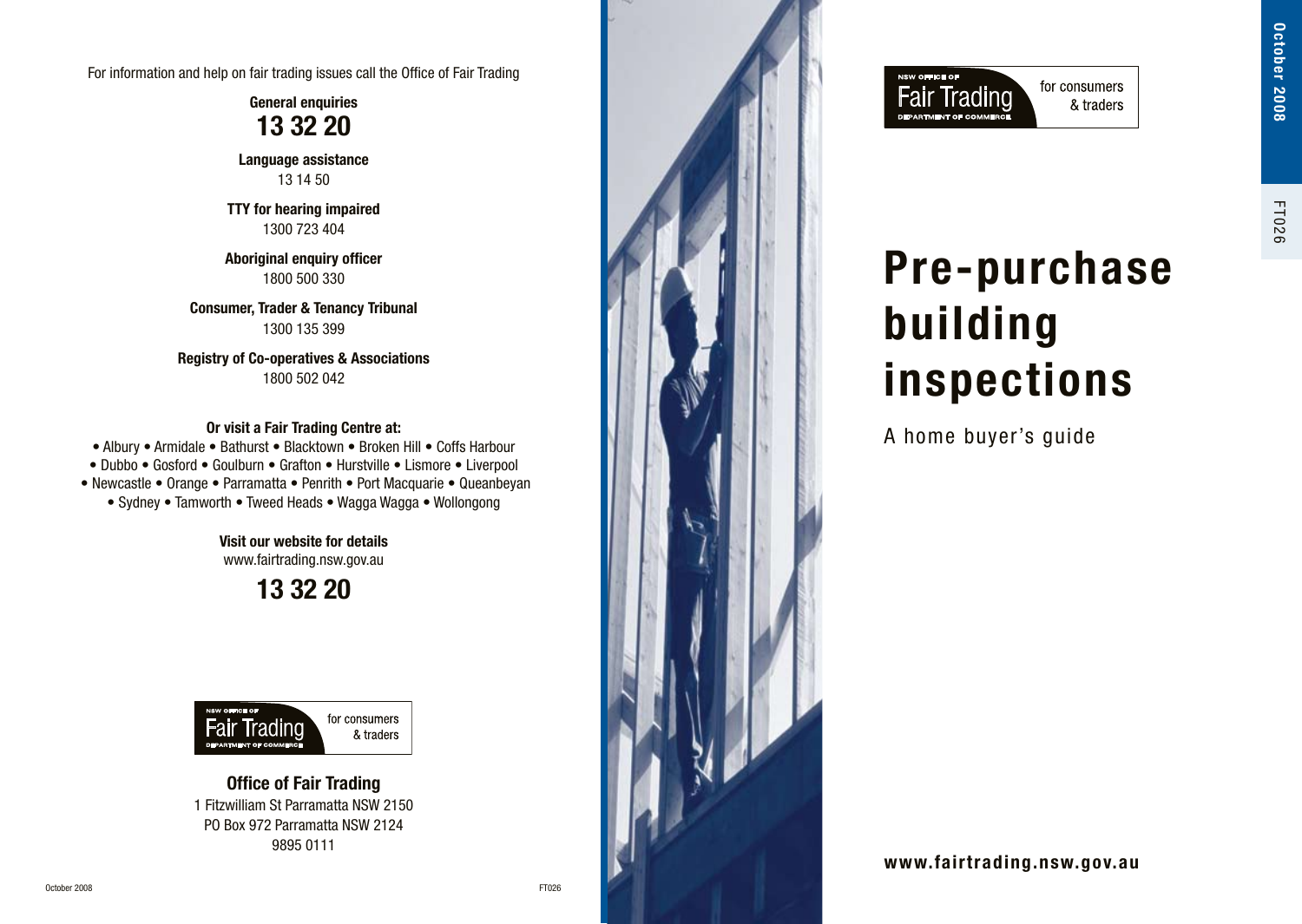# Pre-purchase building inspections

A home buyer's guide

NSW OFFICE OF Fair Trading DEPARTMENT OF COMMERCE — for consumers & traders

www.fairtrading.nsw.gov.au

October 2008

FT026

For information and help on fair trading issues call the Office of Fair Trading

**General enquiries**
**13 32 20**

**Language assistance**
13 14 50

**TTY for hearing impaired**
1300 723 404

**Aboriginal enquiry officer**
1800 500 330

**Consumer, Trader & Tenancy Tribunal**
1300 135 399

**Registry of Co-operatives & Associations**
1800 502 042

**Or visit a Fair Trading Centre at:**

• Albury • Armidale • Bathurst • Blacktown • Broken Hill • Coffs Harbour • Dubbo • Gosford • Goulburn • Grafton • Hurstville • Lismore • Liverpool • Newcastle • Orange • Parramatta • Penrith • Port Macquarie • Queanbeyan • Sydney • Tamworth • Tweed Heads • Wagga Wagga • Wollongong

**Visit our website for details**
www.fairtrading.nsw.gov.au

**13 32 20**

NSW OFFICE OF Fair Trading DEPARTMENT OF COMMERCE — for consumers & traders

**Office of Fair Trading**
1 Fitzwilliam St Parramatta NSW 2150
PO Box 972 Parramatta NSW 2124
9895 0111

October 2008

FT026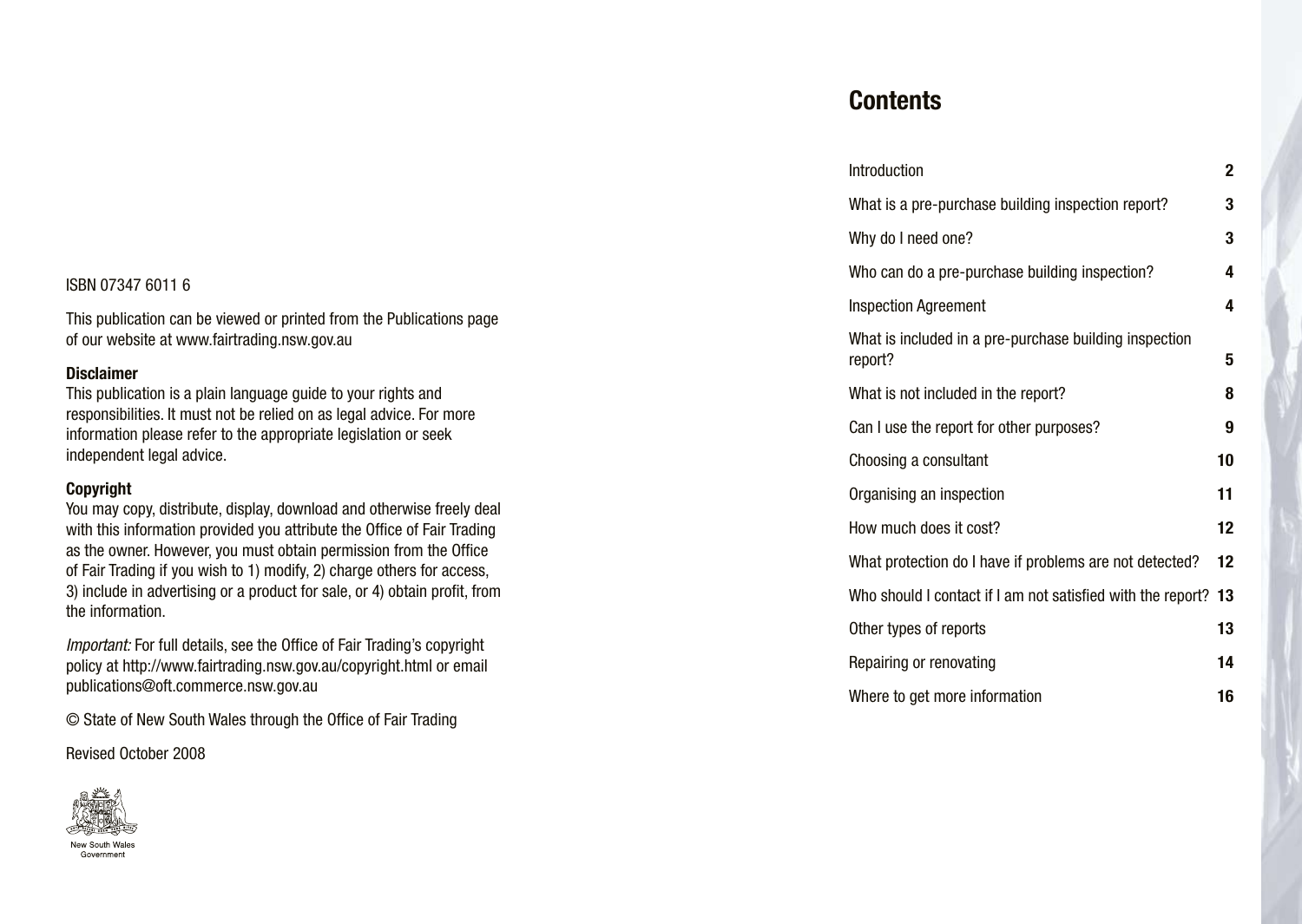ISBN 07347 6011 6

This publication can be viewed or printed from the Publications page of our website at www.fairtrading.nsw.gov.au

**Disclaimer**
This publication is a plain language guide to your rights and responsibilities. It must not be relied on as legal advice. For more information please refer to the appropriate legislation or seek independent legal advice.

**Copyright**
You may copy, distribute, display, download and otherwise freely deal with this information provided you attribute the Office of Fair Trading as the owner. However, you must obtain permission from the Office of Fair Trading if you wish to 1) modify, 2) charge others for access, 3) include in advertising or a product for sale, or 4) obtain profit, from the information.

*Important:* For full details, see the Office of Fair Trading's copyright policy at http://www.fairtrading.nsw.gov.au/copyright.html or email publications@oft.commerce.nsw.gov.au

© State of New South Wales through the Office of Fair Trading

Revised October 2008

New South Wales Government

# Contents

| | |
|---|---|
| Introduction | **2** |
| What is a pre-purchase building inspection report? | **3** |
| Why do I need one? | **3** |
| Who can do a pre-purchase building inspection? | **4** |
| Inspection Agreement | **4** |
| What is included in a pre-purchase building inspection report? | **5** |
| What is not included in the report? | **8** |
| Can I use the report for other purposes? | **9** |
| Choosing a consultant | **10** |
| Organising an inspection | **11** |
| How much does it cost? | **12** |
| What protection do I have if problems are not detected? | **12** |
| Who should I contact if I am not satisfied with the report? | **13** |
| Other types of reports | **13** |
| Repairing or renovating | **14** |
| Where to get more information | **16** |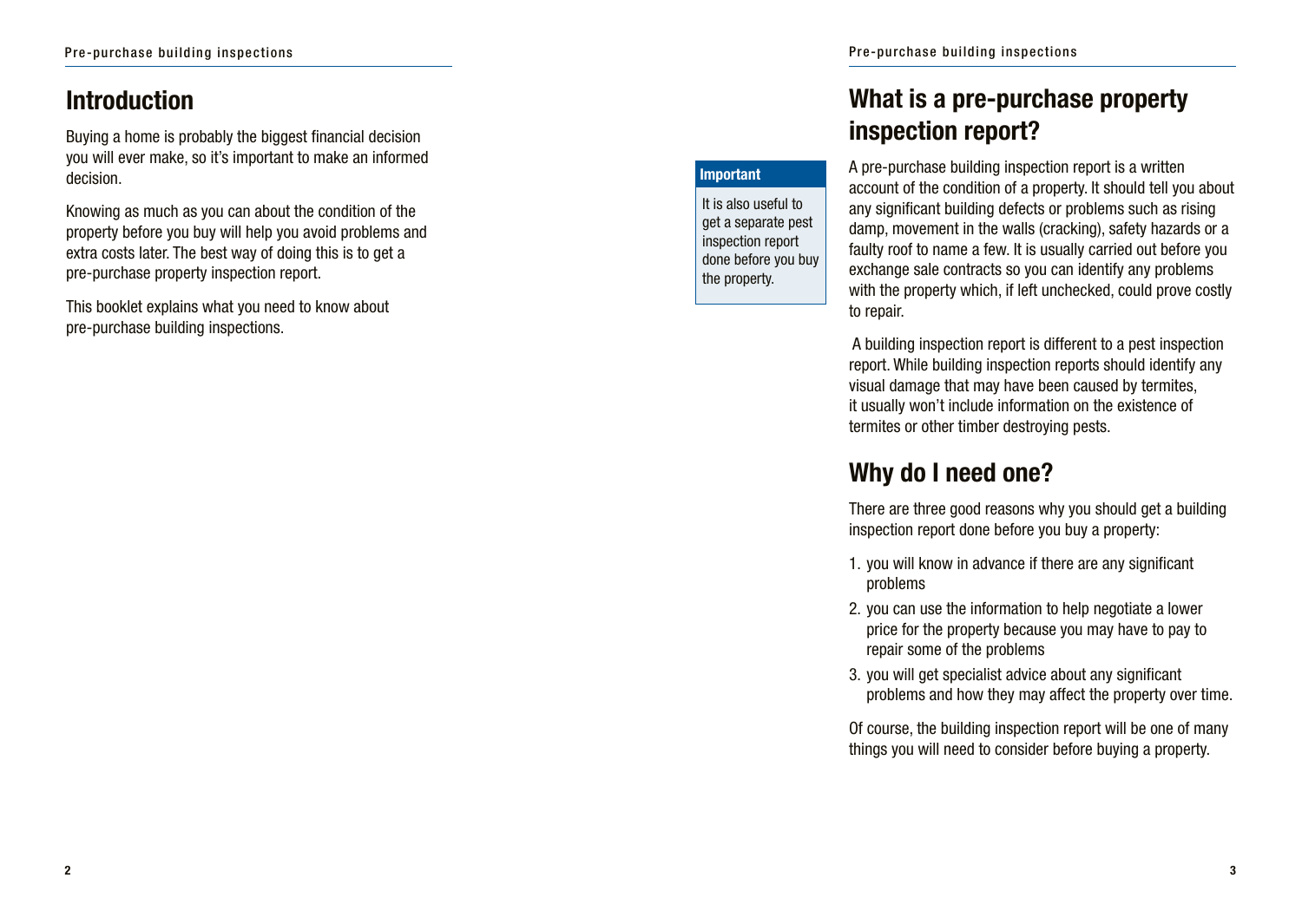## Introduction

Buying a home is probably the biggest financial decision you will ever make, so it's important to make an informed decision.

Knowing as much as you can about the condition of the property before you buy will help you avoid problems and extra costs later. The best way of doing this is to get a pre-purchase property inspection report.

This booklet explains what you need to know about pre-purchase building inspections.

> **Important**
>
> It is also useful to get a separate pest inspection report done before you buy the property.

## What is a pre-purchase property inspection report?

A pre-purchase building inspection report is a written account of the condition of a property. It should tell you about any significant building defects or problems such as rising damp, movement in the walls (cracking), safety hazards or a faulty roof to name a few. It is usually carried out before you exchange sale contracts so you can identify any problems with the property which, if left unchecked, could prove costly to repair.

A building inspection report is different to a pest inspection report. While building inspection reports should identify any visual damage that may have been caused by termites, it usually won't include information on the existence of termites or other timber destroying pests.

## Why do I need one?

There are three good reasons why you should get a building inspection report done before you buy a property:

1. you will know in advance if there are any significant problems
2. you can use the information to help negotiate a lower price for the property because you may have to pay to repair some of the problems
3. you will get specialist advice about any significant problems and how they may affect the property over time.

Of course, the building inspection report will be one of many things you will need to consider before buying a property.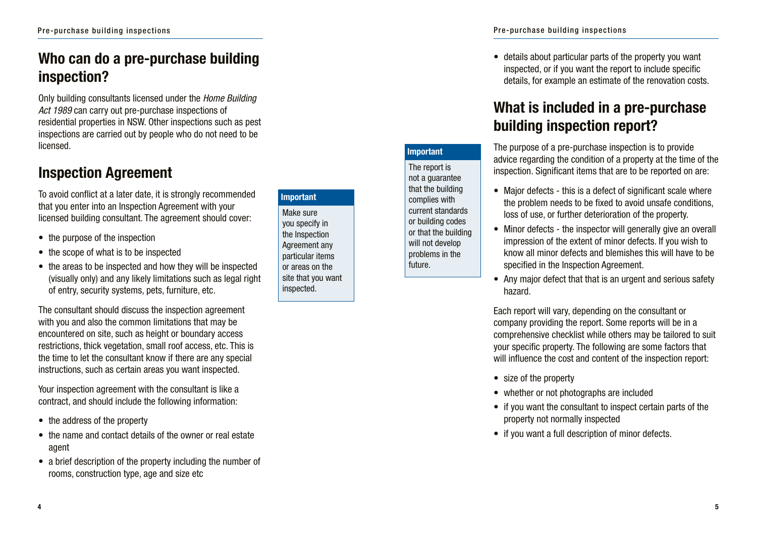## Who can do a pre-purchase building inspection?

Only building consultants licensed under the *Home Building Act 1989* can carry out pre-purchase inspections of residential properties in NSW. Other inspections such as pest inspections are carried out by people who do not need to be licensed.

## Inspection Agreement

To avoid conflict at a later date, it is strongly recommended that you enter into an Inspection Agreement with your licensed building consultant. The agreement should cover:

- the purpose of the inspection
- the scope of what is to be inspected
- the areas to be inspected and how they will be inspected (visually only) and any likely limitations such as legal right of entry, security systems, pets, furniture, etc.

The consultant should discuss the inspection agreement with you and also the common limitations that may be encountered on site, such as height or boundary access restrictions, thick vegetation, small roof access, etc. This is the time to let the consultant know if there are any special instructions, such as certain areas you want inspected.

Your inspection agreement with the consultant is like a contract, and should include the following information:

- the address of the property
- the name and contact details of the owner or real estate agent
- a brief description of the property including the number of rooms, construction type, age and size etc
- details about particular parts of the property you want inspected, or if you want the report to include specific details, for example an estimate of the renovation costs.

**Important**

Make sure you specify in the Inspection Agreement any particular items or areas on the site that you want inspected.

**Important**

The report is not a guarantee that the building complies with current standards or building codes or that the building will not develop problems in the future.

## What is included in a pre-purchase building inspection report?

The purpose of a pre-purchase inspection is to provide advice regarding the condition of a property at the time of the inspection. Significant items that are to be reported on are:

- Major defects - this is a defect of significant scale where the problem needs to be fixed to avoid unsafe conditions, loss of use, or further deterioration of the property.
- Minor defects - the inspector will generally give an overall impression of the extent of minor defects. If you wish to know all minor defects and blemishes this will have to be specified in the Inspection Agreement.
- Any major defect that that is an urgent and serious safety hazard.

Each report will vary, depending on the consultant or company providing the report. Some reports will be in a comprehensive checklist while others may be tailored to suit your specific property. The following are some factors that will influence the cost and content of the inspection report:

- size of the property
- whether or not photographs are included
- if you want the consultant to inspect certain parts of the property not normally inspected
- if you want a full description of minor defects.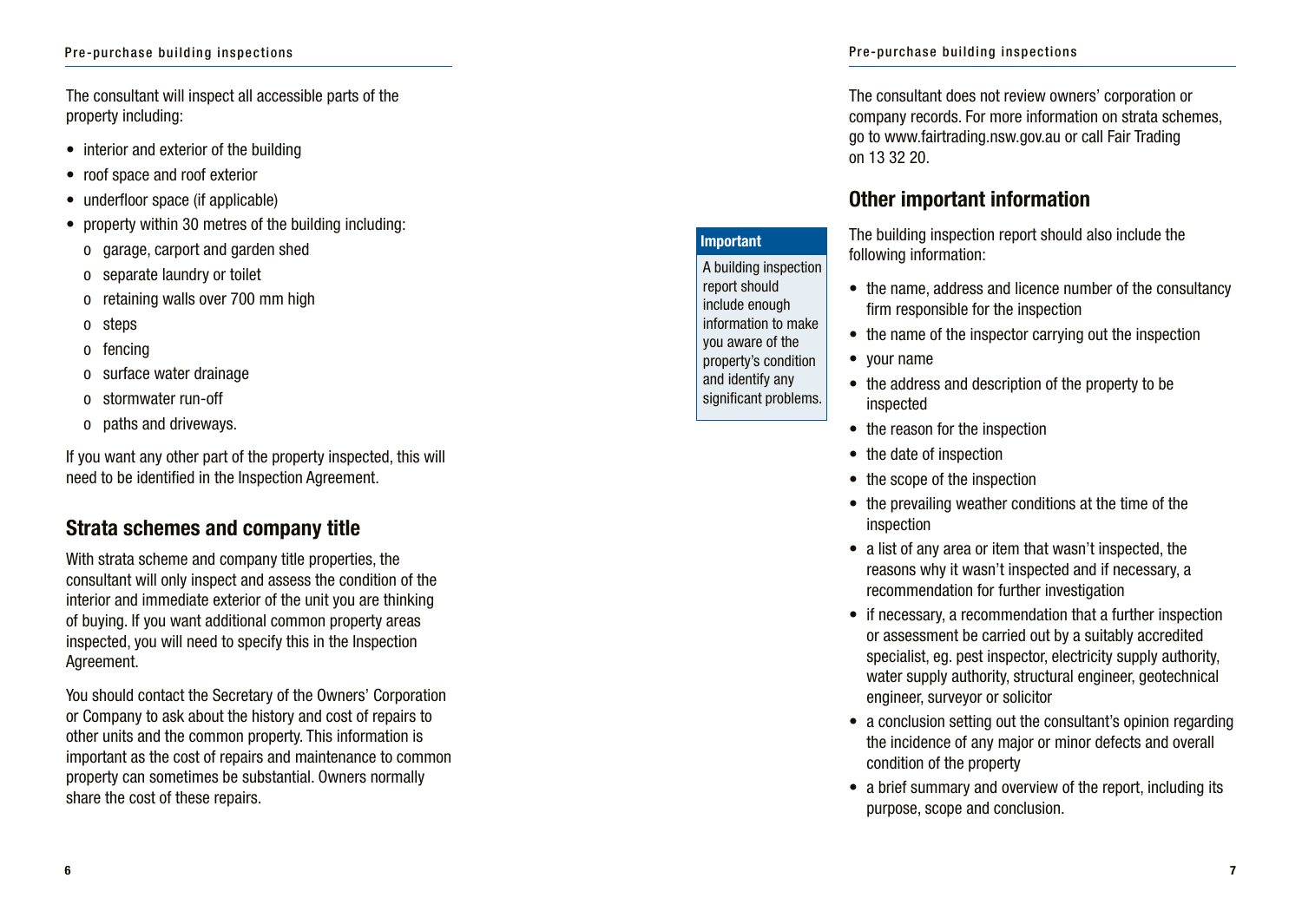The consultant will inspect all accessible parts of the property including:

- interior and exterior of the building
- roof space and roof exterior
- underfloor space (if applicable)
- property within 30 metres of the building including:
  - garage, carport and garden shed
  - separate laundry or toilet
  - retaining walls over 700 mm high
  - steps
  - fencing
  - surface water drainage
  - stormwater run-off
  - paths and driveways.

If you want any other part of the property inspected, this will need to be identified in the Inspection Agreement.

## Strata schemes and company title

With strata scheme and company title properties, the consultant will only inspect and assess the condition of the interior and immediate exterior of the unit you are thinking of buying. If you want additional common property areas inspected, you will need to specify this in the Inspection Agreement.

You should contact the Secretary of the Owners' Corporation or Company to ask about the history and cost of repairs to other units and the common property. This information is important as the cost of repairs and maintenance to common property can sometimes be substantial. Owners normally share the cost of these repairs.

The consultant does not review owners' corporation or company records. For more information on strata schemes, go to www.fairtrading.nsw.gov.au or call Fair Trading on 13 32 20.

> **Important**
>
> A building inspection report should include enough information to make you aware of the property's condition and identify any significant problems.

## Other important information

The building inspection report should also include the following information:

- the name, address and licence number of the consultancy firm responsible for the inspection
- the name of the inspector carrying out the inspection
- your name
- the address and description of the property to be inspected
- the reason for the inspection
- the date of inspection
- the scope of the inspection
- the prevailing weather conditions at the time of the inspection
- a list of any area or item that wasn't inspected, the reasons why it wasn't inspected and if necessary, a recommendation for further investigation
- if necessary, a recommendation that a further inspection or assessment be carried out by a suitably accredited specialist, eg. pest inspector, electricity supply authority, water supply authority, structural engineer, geotechnical engineer, surveyor or solicitor
- a conclusion setting out the consultant's opinion regarding the incidence of any major or minor defects and overall condition of the property
- a brief summary and overview of the report, including its purpose, scope and conclusion.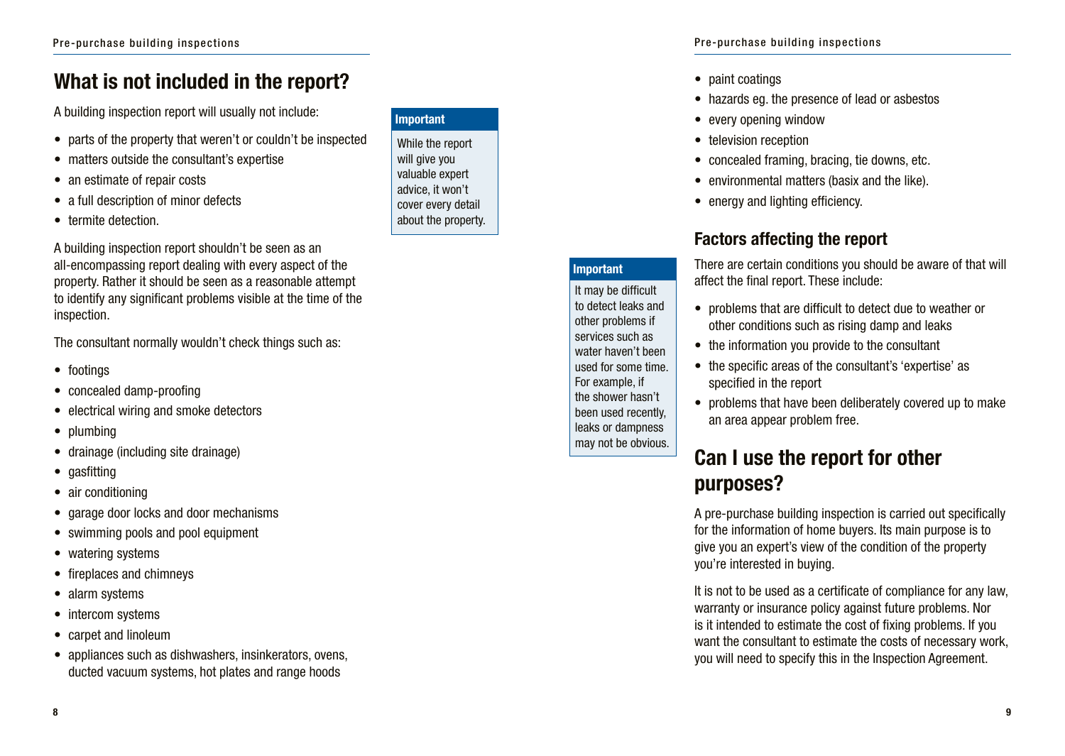## What is not included in the report?

A building inspection report will usually not include:

- parts of the property that weren't or couldn't be inspected
- matters outside the consultant's expertise
- an estimate of repair costs
- a full description of minor defects
- termite detection.

> **Important**
>
> While the report will give you valuable expert advice, it won't cover every detail about the property.

A building inspection report shouldn't be seen as an all-encompassing report dealing with every aspect of the property. Rather it should be seen as a reasonable attempt to identify any significant problems visible at the time of the inspection.

The consultant normally wouldn't check things such as:

- footings
- concealed damp-proofing
- electrical wiring and smoke detectors
- plumbing
- drainage (including site drainage)
- gasfitting
- air conditioning
- garage door locks and door mechanisms
- swimming pools and pool equipment
- watering systems
- fireplaces and chimneys
- alarm systems
- intercom systems
- carpet and linoleum
- appliances such as dishwashers, insinkerators, ovens, ducted vacuum systems, hot plates and range hoods
- paint coatings
- hazards eg. the presence of lead or asbestos
- every opening window
- television reception
- concealed framing, bracing, tie downs, etc.
- environmental matters (basix and the like).
- energy and lighting efficiency.

> **Important**
>
> It may be difficult to detect leaks and other problems if services such as water haven't been used for some time. For example, if the shower hasn't been used recently, leaks or dampness may not be obvious.

### Factors affecting the report

There are certain conditions you should be aware of that will affect the final report. These include:

- problems that are difficult to detect due to weather or other conditions such as rising damp and leaks
- the information you provide to the consultant
- the specific areas of the consultant's 'expertise' as specified in the report
- problems that have been deliberately covered up to make an area appear problem free.

## Can I use the report for other purposes?

A pre-purchase building inspection is carried out specifically for the information of home buyers. Its main purpose is to give you an expert's view of the condition of the property you're interested in buying.

It is not to be used as a certificate of compliance for any law, warranty or insurance policy against future problems. Nor is it intended to estimate the cost of fixing problems. If you want the consultant to estimate the costs of necessary work, you will need to specify this in the Inspection Agreement.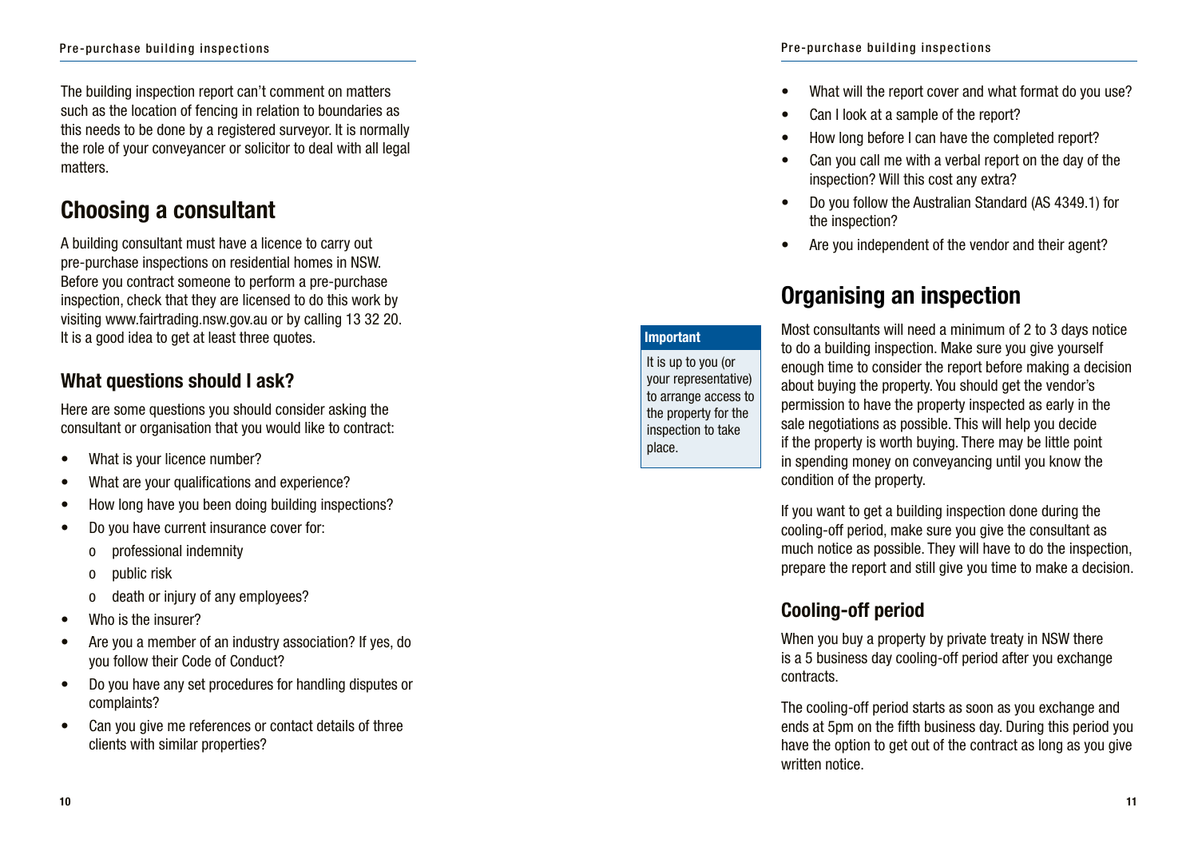The building inspection report can't comment on matters such as the location of fencing in relation to boundaries as this needs to be done by a registered surveyor. It is normally the role of your conveyancer or solicitor to deal with all legal matters.

## Choosing a consultant

A building consultant must have a licence to carry out pre-purchase inspections on residential homes in NSW. Before you contract someone to perform a pre-purchase inspection, check that they are licensed to do this work by visiting www.fairtrading.nsw.gov.au or by calling 13 32 20. It is a good idea to get at least three quotes.

### What questions should I ask?

Here are some questions you should consider asking the consultant or organisation that you would like to contract:

- What is your licence number?
- What are your qualifications and experience?
- How long have you been doing building inspections?
- Do you have current insurance cover for:
  - professional indemnity
  - public risk
  - death or injury of any employees?
- Who is the insurer?
- Are you a member of an industry association? If yes, do you follow their Code of Conduct?
- Do you have any set procedures for handling disputes or complaints?
- Can you give me references or contact details of three clients with similar properties?
- What will the report cover and what format do you use?
- Can I look at a sample of the report?
- How long before I can have the completed report?
- Can you call me with a verbal report on the day of the inspection? Will this cost any extra?
- Do you follow the Australian Standard (AS 4349.1) for the inspection?
- Are you independent of the vendor and their agent?

> **Important**
>
> It is up to you (or your representative) to arrange access to the property for the inspection to take place.

## Organising an inspection

Most consultants will need a minimum of 2 to 3 days notice to do a building inspection. Make sure you give yourself enough time to consider the report before making a decision about buying the property. You should get the vendor's permission to have the property inspected as early in the sale negotiations as possible. This will help you decide if the property is worth buying. There may be little point in spending money on conveyancing until you know the condition of the property.

If you want to get a building inspection done during the cooling-off period, make sure you give the consultant as much notice as possible. They will have to do the inspection, prepare the report and still give you time to make a decision.

### Cooling-off period

When you buy a property by private treaty in NSW there is a 5 business day cooling-off period after you exchange contracts.

The cooling-off period starts as soon as you exchange and ends at 5pm on the fifth business day. During this period you have the option to get out of the contract as long as you give written notice.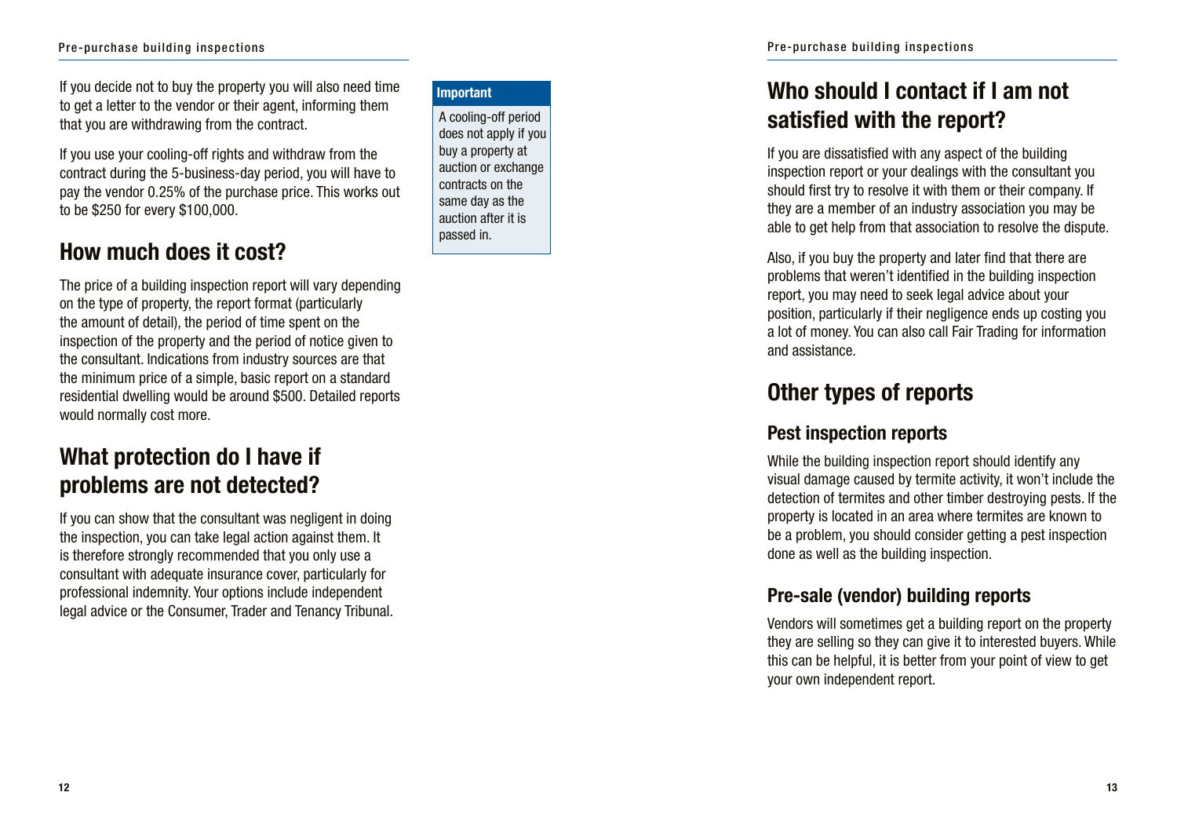If you decide not to buy the property you will also need time to get a letter to the vendor or their agent, informing them that you are withdrawing from the contract.

If you use your cooling-off rights and withdraw from the contract during the 5-business-day period, you will have to pay the vendor 0.25% of the purchase price. This works out to be $250 for every $100,000.

> **Important**
>
> A cooling-off period does not apply if you buy a property at auction or exchange contracts on the same day as the auction after it is passed in.

## How much does it cost?

The price of a building inspection report will vary depending on the type of property, the report format (particularly the amount of detail), the period of time spent on the inspection of the property and the period of notice given to the consultant. Indications from industry sources are that the minimum price of a simple, basic report on a standard residential dwelling would be around $500. Detailed reports would normally cost more.

## What protection do I have if problems are not detected?

If you can show that the consultant was negligent in doing the inspection, you can take legal action against them. It is therefore strongly recommended that you only use a consultant with adequate insurance cover, particularly for professional indemnity. Your options include independent legal advice or the Consumer, Trader and Tenancy Tribunal.

## Who should I contact if I am not satisfied with the report?

If you are dissatisfied with any aspect of the building inspection report or your dealings with the consultant you should first try to resolve it with them or their company. If they are a member of an industry association you may be able to get help from that association to resolve the dispute.

Also, if you buy the property and later find that there are problems that weren't identified in the building inspection report, you may need to seek legal advice about your position, particularly if their negligence ends up costing you a lot of money. You can also call Fair Trading for information and assistance.

## Other types of reports

### Pest inspection reports

While the building inspection report should identify any visual damage caused by termite activity, it won't include the detection of termites and other timber destroying pests. If the property is located in an area where termites are known to be a problem, you should consider getting a pest inspection done as well as the building inspection.

### Pre-sale (vendor) building reports

Vendors will sometimes get a building report on the property they are selling so they can give it to interested buyers. While this can be helpful, it is better from your point of view to get your own independent report.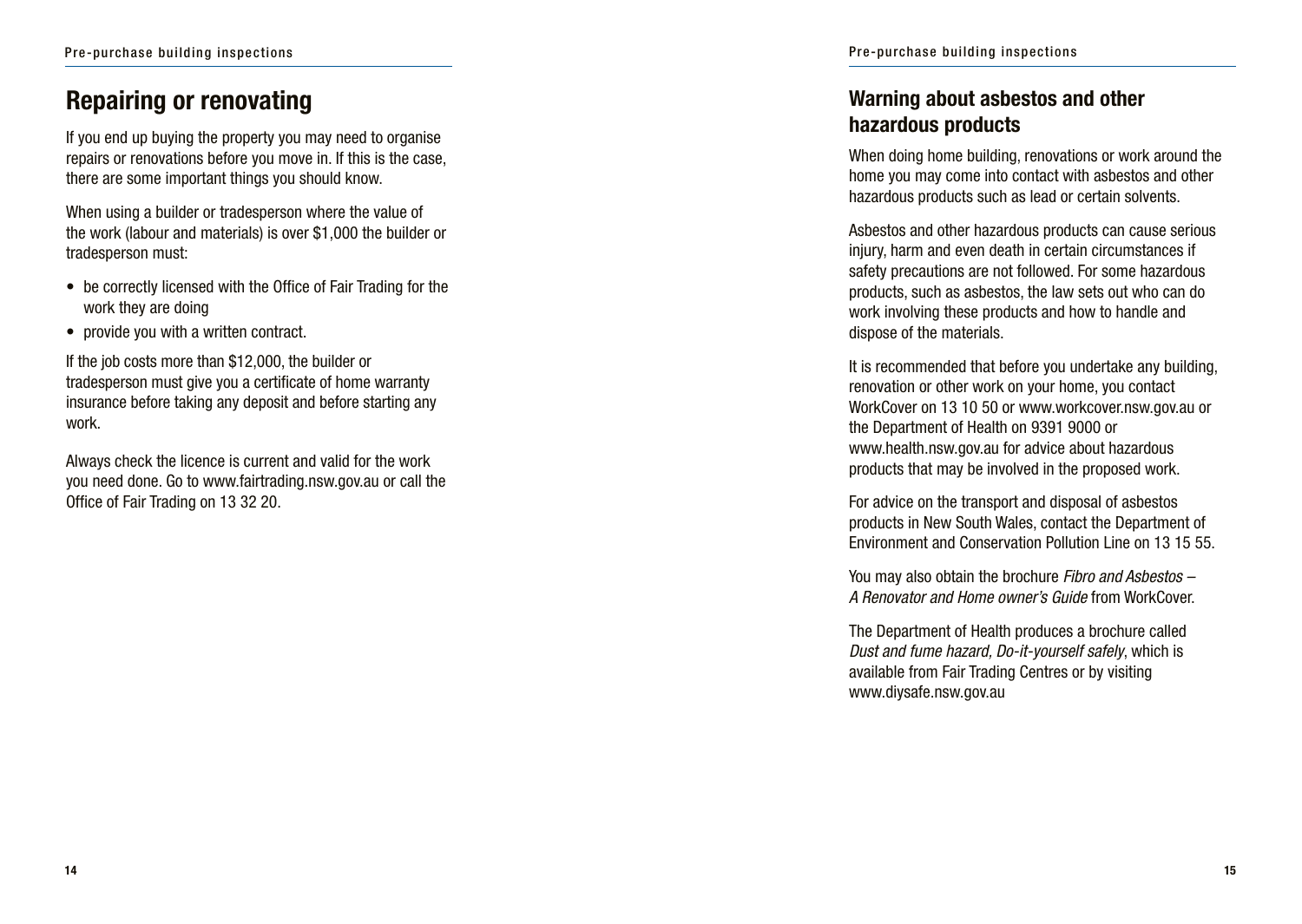## Repairing or renovating

If you end up buying the property you may need to organise repairs or renovations before you move in. If this is the case, there are some important things you should know.

When using a builder or tradesperson where the value of the work (labour and materials) is over $1,000 the builder or tradesperson must:

- be correctly licensed with the Office of Fair Trading for the work they are doing
- provide you with a written contract.

If the job costs more than $12,000, the builder or tradesperson must give you a certificate of home warranty insurance before taking any deposit and before starting any work.

Always check the licence is current and valid for the work you need done. Go to www.fairtrading.nsw.gov.au or call the Office of Fair Trading on 13 32 20.

## Warning about asbestos and other hazardous products

When doing home building, renovations or work around the home you may come into contact with asbestos and other hazardous products such as lead or certain solvents.

Asbestos and other hazardous products can cause serious injury, harm and even death in certain circumstances if safety precautions are not followed. For some hazardous products, such as asbestos, the law sets out who can do work involving these products and how to handle and dispose of the materials.

It is recommended that before you undertake any building, renovation or other work on your home, you contact WorkCover on 13 10 50 or www.workcover.nsw.gov.au or the Department of Health on 9391 9000 or www.health.nsw.gov.au for advice about hazardous products that may be involved in the proposed work.

For advice on the transport and disposal of asbestos products in New South Wales, contact the Department of Environment and Conservation Pollution Line on 13 15 55.

You may also obtain the brochure *Fibro and Asbestos – A Renovator and Home owner's Guide* from WorkCover.

The Department of Health produces a brochure called *Dust and fume hazard, Do-it-yourself safely*, which is available from Fair Trading Centres or by visiting www.diysafe.nsw.gov.au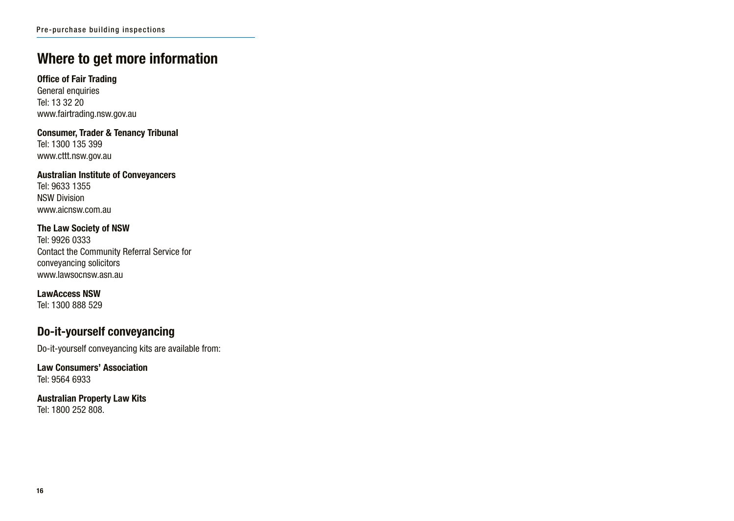## Where to get more information

**Office of Fair Trading**
General enquiries
Tel: 13 32 20
www.fairtrading.nsw.gov.au

**Consumer, Trader & Tenancy Tribunal**
Tel: 1300 135 399
www.cttt.nsw.gov.au

**Australian Institute of Conveyancers**
Tel: 9633 1355
NSW Division
www.aicnsw.com.au

**The Law Society of NSW**
Tel: 9926 0333
Contact the Community Referral Service for conveyancing solicitors
www.lawsocnsw.asn.au

**LawAccess NSW**
Tel: 1300 888 529

### Do-it-yourself conveyancing

Do-it-yourself conveyancing kits are available from:

**Law Consumers' Association**
Tel: 9564 6933

**Australian Property Law Kits**
Tel: 1800 252 808.